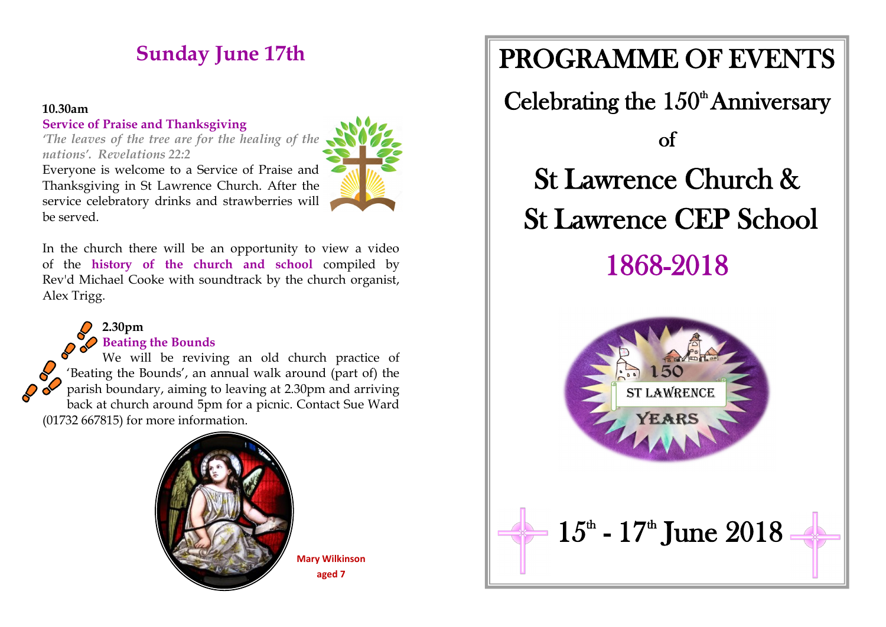## Sunday June 17th

**10.30am**

**Service of Praise and Thanksgiving**

*'The leaves of the tree are for the healing of the nations'. Revelations 22:2*

Everyone is welcome to a Service of Praise and Thanksgiving in St Lawrence Church. After the service celebratory drinks and strawberries will be served.

In the church there will be an opportunity to view a video of the **history of the church and school** compiled by Rev'd Michael Cooke with soundtrack by the church organist, Alex Trigg.

**2.30pm**

**Beating the Bounds**

We will be reviving an old church practice of 'Beating the Bounds', an annual walk around (part of) the parish boundary, aiming to leaving at 2.30pm and arriving back at church around 5pm for a picnic. Contact Sue Ward (01732 667815) for more information.

**Mary Wilkinson aged 7**

# PROGRAMME OF EVENTS

## Celebrating the 150th Anniversary of

# St Lawrence Church & St Lawrence CEP School

## 1868-2018

## 15th - 17th June 2018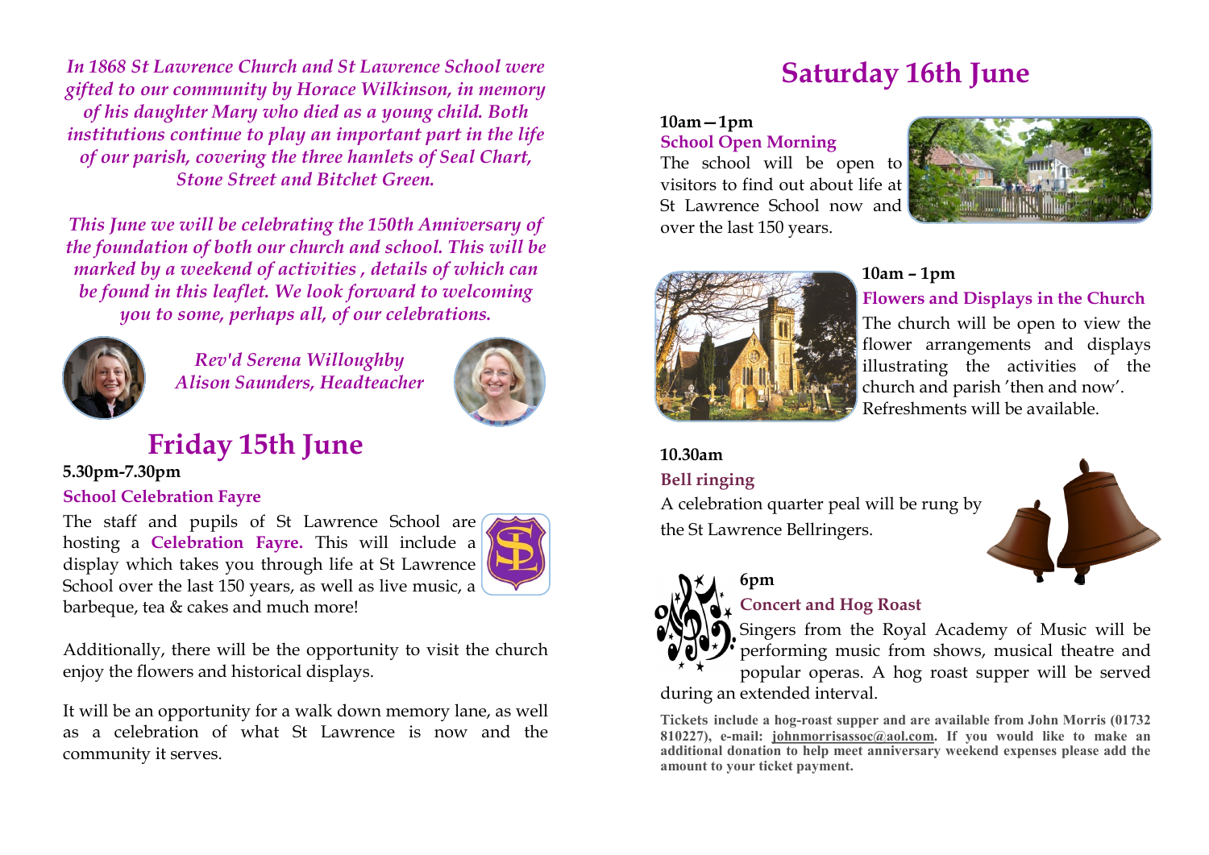*In 1868 St Lawrence Church and St Lawrence School were gifted to our community by Horace Wilkinson, in memory of his daughter Mary who died as a young child. Both institutions continue to play an important part in the life of our parish, covering the three hamlets of Seal Chart, Stone Street and Bitchet Green.*

*This June we will be celebrating the 150th Anniversary of the foundation of both our church and school. This will be marked by a weekend of activities , details of which can be found in this leaflet. We look forward to welcoming you to some, perhaps all, of our celebrations.*

*Rev'd Serena Willoughby*
*Alison Saunders, Headteacher*

# Friday 15th June

**5.30pm-7.30pm**

**School Celebration Fayre**

The staff and pupils of St Lawrence School are hosting a **Celebration Fayre.** This will include a display which takes you through life at St Lawrence School over the last 150 years, as well as live music, a barbeque, tea & cakes and much more!

Additionally, there will be the opportunity to visit the church enjoy the flowers and historical displays.

It will be an opportunity for a walk down memory lane, as well as a celebration of what St Lawrence is now and the community it serves.

# Saturday 16th June

**10am—1pm**
**School Open Morning**

The school will be open to visitors to find out about life at St Lawrence School now and over the last 150 years.

**10am – 1pm**

**Flowers and Displays in the Church**

The church will be open to view the flower arrangements and displays illustrating the activities of the church and parish 'then and now'. Refreshments will be available.

**10.30am**

**Bell ringing**

A celebration quarter peal will be rung by the St Lawrence Bellringers.

**6pm**

**Concert and Hog Roast**

Singers from the Royal Academy of Music will be performing music from shows, musical theatre and popular operas. A hog roast supper will be served during an extended interval.

**Tickets include a hog-roast supper and are available from John Morris (01732 810227), e-mail: johnmorrisassoc@aol.com. If you would like to make an additional donation to help meet anniversary weekend expenses please add the amount to your ticket payment.**